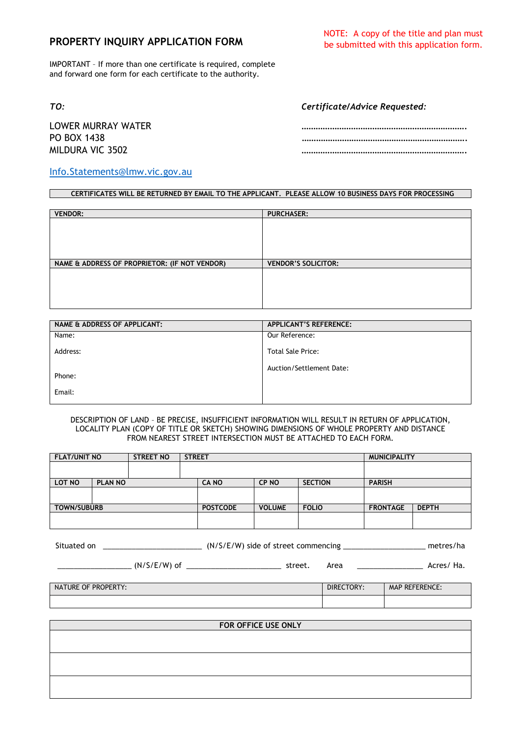# PROPERTY INQUIRY APPLICATION FORM

NOTE: A copy of the title and plan must be submitted with this application form.

IMPORTANT – If more than one certificate is required, complete and forward one form for each certificate to the authority.

*TO:*

LOWER MURRAY WATER
PO BOX 1438
MILDURA VIC 3502

Info.Statements@lmw.vic.gov.au

*Certificate/Advice Requested:*

…………………………………………………………….
…………………………………………………………….
…………………………………………………………….

**CERTIFICATES WILL BE RETURNED BY EMAIL TO THE APPLICANT. PLEASE ALLOW 10 BUSINESS DAYS FOR PROCESSING**

| VENDOR: | PURCHASER: |
|---|---|
| | |
| **NAME & ADDRESS OF PROPRIETOR: (IF NOT VENDOR)** | **VENDOR'S SOLICITOR:** |
| | |

| NAME & ADDRESS OF APPLICANT: | APPLICANT'S REFERENCE: |
|---|---|
| Name: | Our Reference: |
| Address: | Total Sale Price: |
| Phone: | Auction/Settlement Date: |
| Email: | |

DESCRIPTION OF LAND – BE PRECISE, INSUFFICIENT INFORMATION WILL RESULT IN RETURN OF APPLICATION, LOCALITY PLAN (COPY OF TITLE OR SKETCH) SHOWING DIMENSIONS OF WHOLE PROPERTY AND DISTANCE FROM NEAREST STREET INTERSECTION MUST BE ATTACHED TO EACH FORM.

| FLAT/UNIT NO | | STREET NO | STREET | | | MUNICIPALITY | |
|---|---|---|---|---|---|---|---|
| | | | | | | | |
| **LOT NO** | **PLAN NO** | | **CA NO** | **CP NO** | **SECTION** | **PARISH** | |
| | | | | | | | |
| **TOWN/SUBURB** | | | **POSTCODE** | **VOLUME** | **FOLIO** | **FRONTAGE** | **DEPTH** |
| | | | | | | | |

Situated on ______________________ (N/S/E/W) side of street commencing __________________ metres/ha

________________ (N/S/E/W) of _____________________ street. Area _______________ Acres/ Ha.

| NATURE OF PROPERTY: | DIRECTORY: | MAP REFERENCE: |
|---|---|---|
| | | |

| FOR OFFICE USE ONLY |
|---|
| |
| |
| |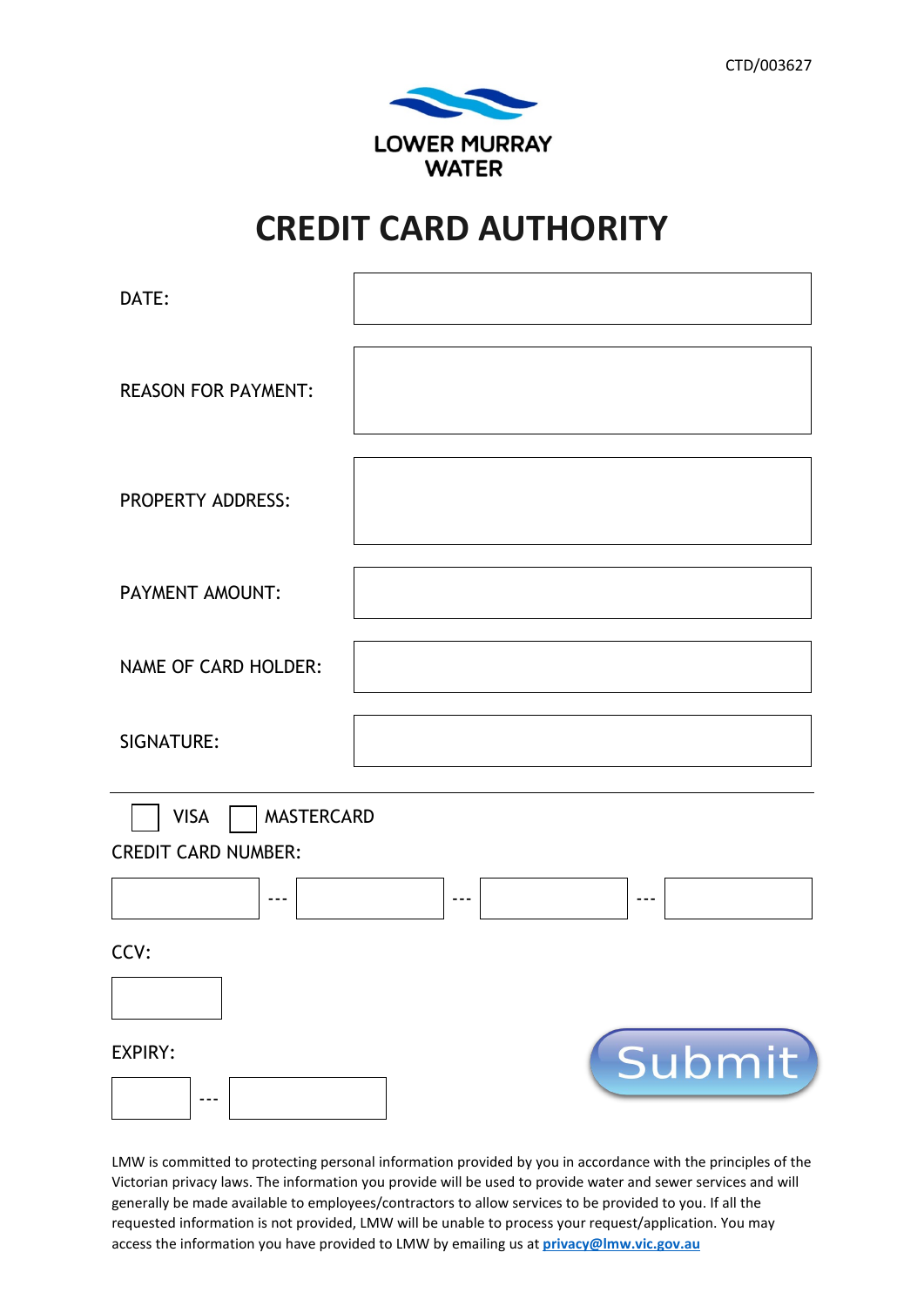CTD/003627

LOWER MURRAY
WATER

# CREDIT CARD AUTHORITY

| | |
|---|---|
| DATE: | |
| REASON FOR PAYMENT: | |
| PROPERTY ADDRESS: | |
| PAYMENT AMOUNT: | |
| NAME OF CARD HOLDER: | |
| SIGNATURE: | |

☐ VISA ☐ MASTERCARD

CREDIT CARD NUMBER:

\_\_\_\_ --- \_\_\_\_ --- \_\_\_\_ --- \_\_\_\_

CCV:

EXPIRY:

\_\_\_\_ --- \_\_\_\_

Submit

LMW is committed to protecting personal information provided by you in accordance with the principles of the Victorian privacy laws. The information you provide will be used to provide water and sewer services and will generally be made available to employees/contractors to allow services to be provided to you. If all the requested information is not provided, LMW will be unable to process your request/application. You may access the information you have provided to LMW by emailing us at **privacy@lmw.vic.gov.au**